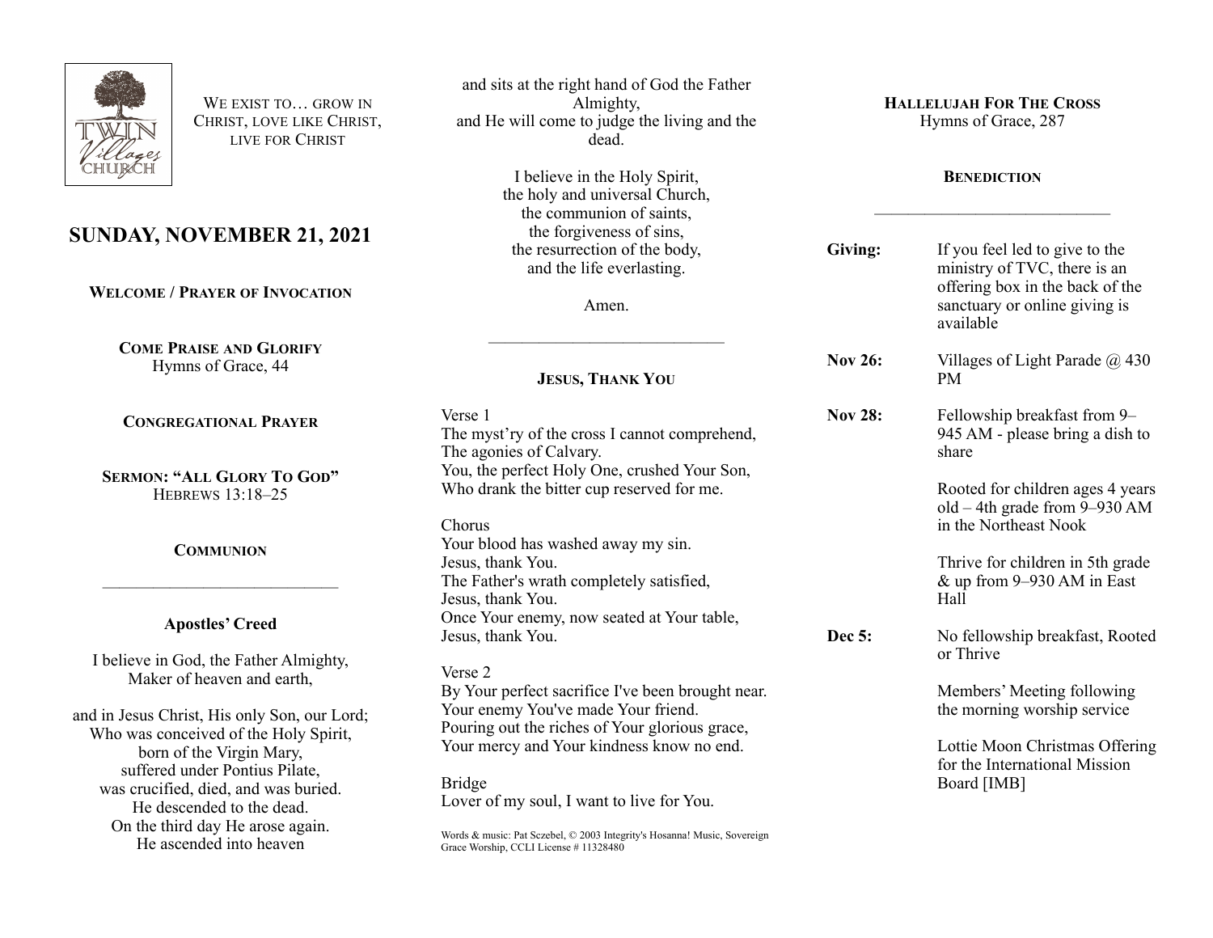We exist to… grow in Christ, love like Christ, live for Christ

# SUNDAY, NOVEMBER 21, 2021

**Welcome / Prayer of Invocation**

**Come Praise and Glorify**
Hymns of Grace, 44

**Congregational Prayer**

**Sermon: "All Glory To God"**
Hebrews 13:18–25

**Communion**

---

## Apostles' Creed

I believe in God, the Father Almighty,
Maker of heaven and earth,

and in Jesus Christ, His only Son, our Lord;
Who was conceived of the Holy Spirit,
born of the Virgin Mary,
suffered under Pontius Pilate,
was crucified, died, and was buried.
He descended to the dead.
On the third day He arose again.
He ascended into heaven
and sits at the right hand of God the Father Almighty,
and He will come to judge the living and the dead.

I believe in the Holy Spirit,
the holy and universal Church,
the communion of saints,
the forgiveness of sins,
the resurrection of the body,
and the life everlasting.

Amen.

---

**Jesus, Thank You**

Verse 1
The myst'ry of the cross I cannot comprehend,
The agonies of Calvary.
You, the perfect Holy One, crushed Your Son,
Who drank the bitter cup reserved for me.

Chorus
Your blood has washed away my sin.
Jesus, thank You.
The Father's wrath completely satisfied,
Jesus, thank You.
Once Your enemy, now seated at Your table,
Jesus, thank You.

Verse 2
By Your perfect sacrifice I've been brought near.
Your enemy You've made Your friend.
Pouring out the riches of Your glorious grace,
Your mercy and Your kindness know no end.

Bridge
Lover of my soul, I want to live for You.

Words & music: Pat Sczebel, © 2003 Integrity's Hosanna! Music, Sovereign Grace Worship, CCLI License # 11328480

**Hallelujah For The Cross**
Hymns of Grace, 287

**Benediction**

---

**Giving:** If you feel led to give to the ministry of TVC, there is an offering box in the back of the sanctuary or online giving is available

**Nov 26:** Villages of Light Parade @ 430 PM

**Nov 28:** Fellowship breakfast from 9–945 AM - please bring a dish to share

Rooted for children ages 4 years old – 4th grade from 9–930 AM in the Northeast Nook

Thrive for children in 5th grade & up from 9–930 AM in East Hall

**Dec 5:** No fellowship breakfast, Rooted or Thrive

Members' Meeting following the morning worship service

Lottie Moon Christmas Offering for the International Mission Board [IMB]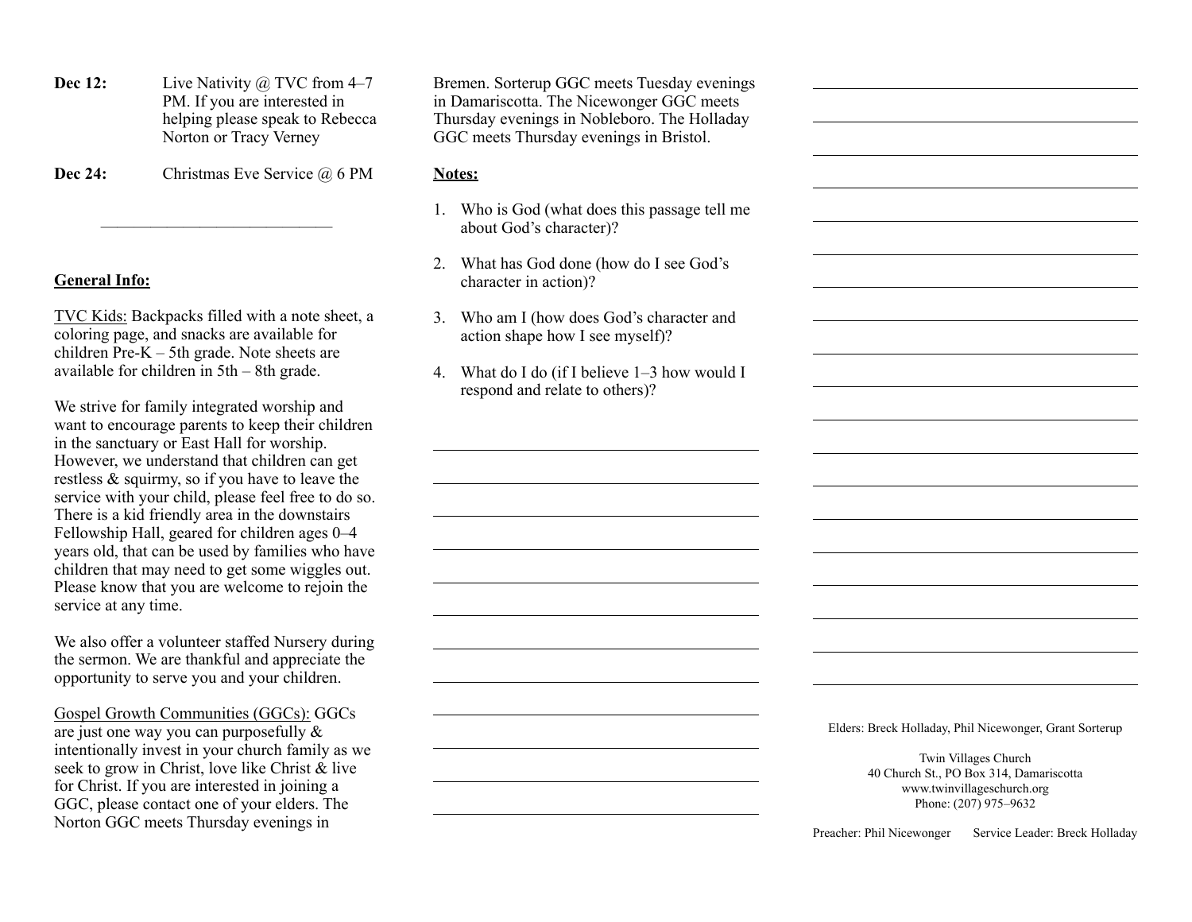**Dec 12:** Live Nativity @ TVC from 4–7 PM. If you are interested in helping please speak to Rebecca Norton or Tracy Verney

**Dec 24:** Christmas Eve Service @ 6 PM

---

**General Info:**

TVC Kids: Backpacks filled with a note sheet, a coloring page, and snacks are available for children Pre-K – 5th grade. Note sheets are available for children in 5th – 8th grade.

We strive for family integrated worship and want to encourage parents to keep their children in the sanctuary or East Hall for worship. However, we understand that children can get restless & squirmy, so if you have to leave the service with your child, please feel free to do so. There is a kid friendly area in the downstairs Fellowship Hall, geared for children ages 0–4 years old, that can be used by families who have children that may need to get some wiggles out. Please know that you are welcome to rejoin the service at any time.

We also offer a volunteer staffed Nursery during the sermon. We are thankful and appreciate the opportunity to serve you and your children.

Gospel Growth Communities (GGCs): GGCs are just one way you can purposefully & intentionally invest in your church family as we seek to grow in Christ, love like Christ & live for Christ. If you are interested in joining a GGC, please contact one of your elders. The Norton GGC meets Thursday evenings in Bremen. Sorterup GGC meets Tuesday evenings in Damariscotta. The Nicewonger GGC meets Thursday evenings in Nobleboro. The Holladay GGC meets Thursday evenings in Bristol.

**Notes:**

1. Who is God (what does this passage tell me about God's character)?
2. What has God done (how do I see God's character in action)?
3. Who am I (how does God's character and action shape how I see myself)?
4. What do I do (if I believe 1–3 how would I respond and relate to others)?

Elders: Breck Holladay, Phil Nicewonger, Grant Sorterup

Twin Villages Church
40 Church St., PO Box 314, Damariscotta
www.twinvillageschurch.org
Phone: (207) 975–9632

Preacher: Phil Nicewonger  Service Leader: Breck Holladay